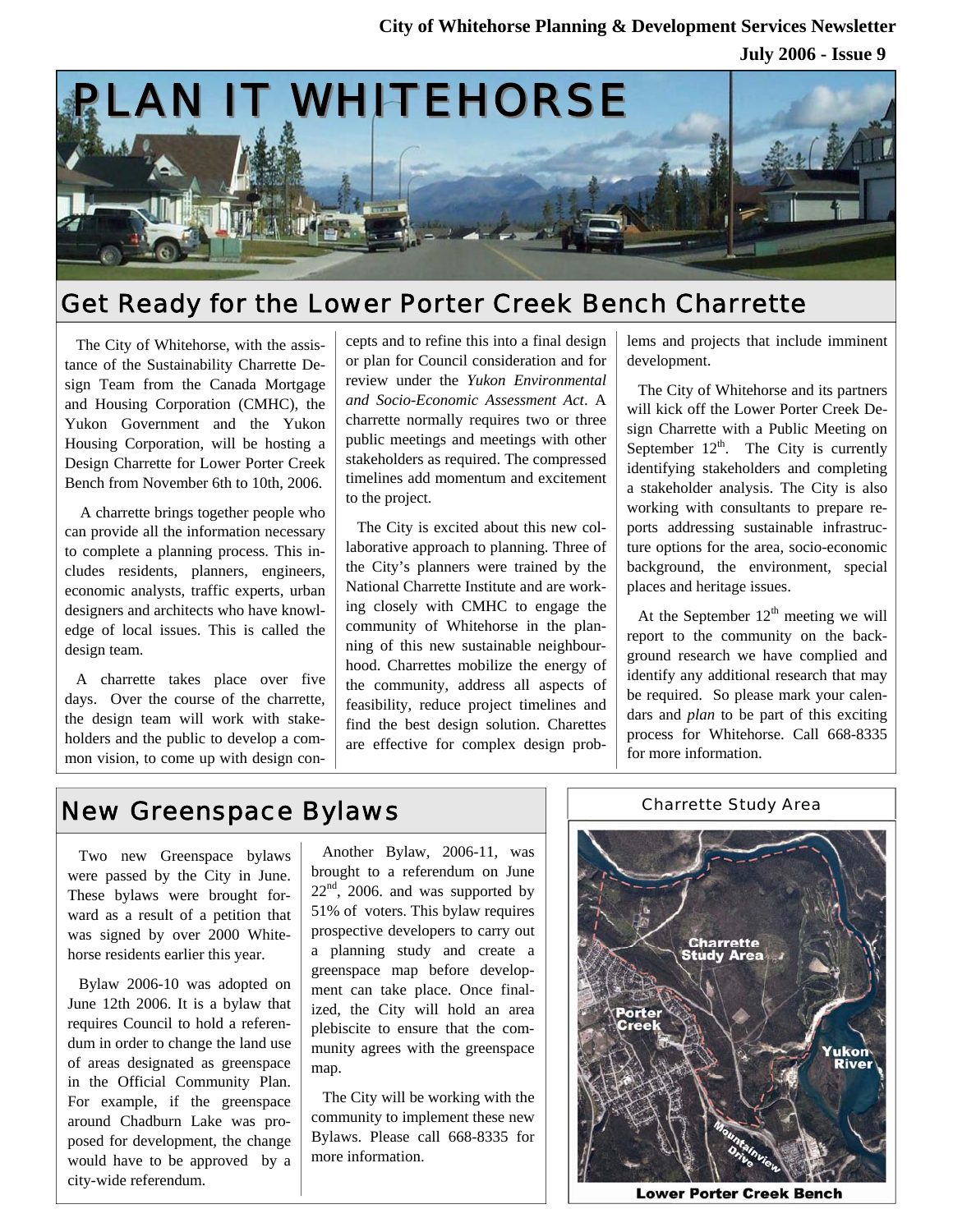**City of Whitehorse Planning & Development Services Newsletter**

**July 2006 - Issue 9**

# PLAN IT WHITEHORSE

## Get Ready for the Lower Porter Creek Bench Charrette

The City of Whitehorse, with the assistance of the Sustainability Charrette Design Team from the Canada Mortgage and Housing Corporation (CMHC), the Yukon Government and the Yukon Housing Corporation, will be hosting a Design Charrette for Lower Porter Creek Bench from November 6th to 10th, 2006.

A charrette brings together people who can provide all the information necessary to complete a planning process. This includes residents, planners, engineers, economic analysts, traffic experts, urban designers and architects who have knowledge of local issues. This is called the design team.

A charrette takes place over five days. Over the course of the charrette, the design team will work with stakeholders and the public to develop a common vision, to come up with design concepts and to refine this into a final design or plan for Council consideration and for review under the *Yukon Environmental and Socio-Economic Assessment Act*. A charrette normally requires two or three public meetings and meetings with other stakeholders as required. The compressed timelines add momentum and excitement to the project.

The City is excited about this new collaborative approach to planning. Three of the City's planners were trained by the National Charrette Institute and are working closely with CMHC to engage the community of Whitehorse in the planning of this new sustainable neighbourhood. Charrettes mobilize the energy of the community, address all aspects of feasibility, reduce project timelines and find the best design solution. Charettes are effective for complex design problems and projects that include imminent development.

The City of Whitehorse and its partners will kick off the Lower Porter Creek Design Charrette with a Public Meeting on September 12th. The City is currently identifying stakeholders and completing a stakeholder analysis. The City is also working with consultants to prepare reports addressing sustainable infrastructure options for the area, socio-economic background, the environment, special places and heritage issues.

At the September 12th meeting we will report to the community on the background research we have complied and identify any additional research that may be required. So please mark your calendars and *plan* to be part of this exciting process for Whitehorse. Call 668-8335 for more information.

## New Greenspace Bylaws

Two new Greenspace bylaws were passed by the City in June. These bylaws were brought forward as a result of a petition that was signed by over 2000 Whitehorse residents earlier this year.

Bylaw 2006-10 was adopted on June 12th 2006. It is a bylaw that requires Council to hold a referendum in order to change the land use of areas designated as greenspace in the Official Community Plan. For example, if the greenspace around Chadburn Lake was proposed for development, the change would have to be approved by a city-wide referendum.

Another Bylaw, 2006-11, was brought to a referendum on June 22nd, 2006. and was supported by 51% of voters. This bylaw requires prospective developers to carry out a planning study and create a greenspace map before development can take place. Once finalized, the City will hold an area plebiscite to ensure that the community agrees with the greenspace map.

The City will be working with the community to implement these new Bylaws. Please call 668-8335 for more information.

### Charrette Study Area

Charrette Study Area

Porter Creek

Yukon River

Mountainview Drive

**Lower Porter Creek Bench**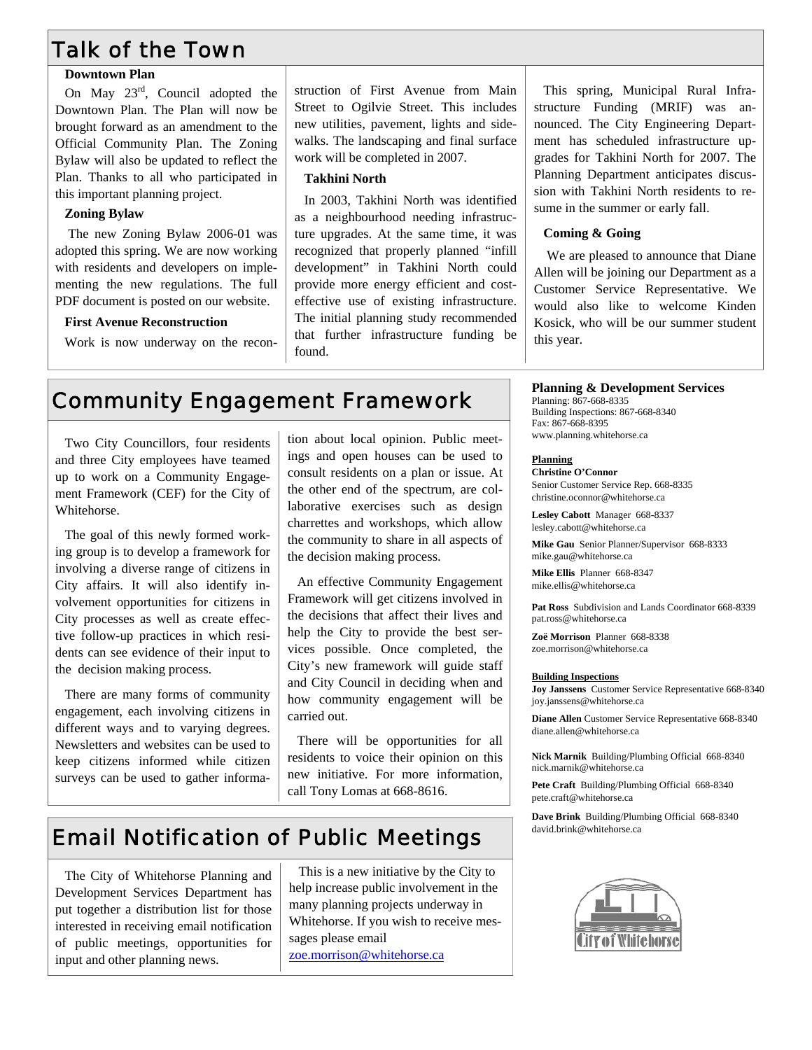# Talk of the Town

### Downtown Plan

On May 23rd, Council adopted the Downtown Plan. The Plan will now be brought forward as an amendment to the Official Community Plan. The Zoning Bylaw will also be updated to reflect the Plan. Thanks to all who participated in this important planning project.

### Zoning Bylaw

The new Zoning Bylaw 2006-01 was adopted this spring. We are now working with residents and developers on implementing the new regulations. The full PDF document is posted on our website.

### First Avenue Reconstruction

Work is now underway on the reconstruction of First Avenue from Main Street to Ogilvie Street. This includes new utilities, pavement, lights and sidewalks. The landscaping and final surface work will be completed in 2007.

### Takhini North

In 2003, Takhini North was identified as a neighbourhood needing infrastructure upgrades. At the same time, it was recognized that properly planned "infill development" in Takhini North could provide more energy efficient and cost-effective use of existing infrastructure. The initial planning study recommended that further infrastructure funding be found.

This spring, Municipal Rural Infrastructure Funding (MRIF) was announced. The City Engineering Department has scheduled infrastructure upgrades for Takhini North for 2007. The Planning Department anticipates discussion with Takhini North residents to resume in the summer or early fall.

### Coming & Going

We are pleased to announce that Diane Allen will be joining our Department as a Customer Service Representative. We would also like to welcome Kinden Kosick, who will be our summer student this year.

# Community Engagement Framework

Two City Councillors, four residents and three City employees have teamed up to work on a Community Engagement Framework (CEF) for the City of Whitehorse.

The goal of this newly formed working group is to develop a framework for involving a diverse range of citizens in City affairs. It will also identify involvement opportunities for citizens in City processes as well as create effective follow-up practices in which residents can see evidence of their input to the decision making process.

There are many forms of community engagement, each involving citizens in different ways and to varying degrees. Newsletters and websites can be used to keep citizens informed while citizen surveys can be used to gather information about local opinion. Public meetings and open houses can be used to consult residents on a plan or issue. At the other end of the spectrum, are collaborative exercises such as design charrettes and workshops, which allow the community to share in all aspects of the decision making process.

An effective Community Engagement Framework will get citizens involved in the decisions that affect their lives and help the City to provide the best services possible. Once completed, the City's new framework will guide staff and City Council in deciding when and how community engagement will be carried out.

There will be opportunities for all residents to voice their opinion on this new initiative. For more information, call Tony Lomas at 668-8616.

# Email Notification of Public Meetings

The City of Whitehorse Planning and Development Services Department has put together a distribution list for those interested in receiving email notification of public meetings, opportunities for input and other planning news.

This is a new initiative by the City to help increase public involvement in the many planning projects underway in Whitehorse. If you wish to receive messages please email zoe.morrison@whitehorse.ca

### Planning & Development Services

Planning: 867-668-8335
Building Inspections: 867-668-8340
Fax: 867-668-8395
www.planning.whitehorse.ca

**Planning**

**Christine O'Connor**
Senior Customer Service Rep. 668-8335
christine.oconnor@whitehorse.ca

**Lesley Cabott** Manager 668-8337
lesley.cabott@whitehorse.ca

**Mike Gau** Senior Planner/Supervisor 668-8333
mike.gau@whitehorse.ca

**Mike Ellis** Planner 668-8347
mike.ellis@whitehorse.ca

**Pat Ross** Subdivision and Lands Coordinator 668-8339
pat.ross@whitehorse.ca

**Zoë Morrison** Planner 668-8338
zoe.morrison@whitehorse.ca

**Building Inspections**

**Joy Janssens** Customer Service Representative 668-8340
joy.janssens@whitehorse.ca

**Diane Allen** Customer Service Representative 668-8340
diane.allen@whitehorse.ca

**Nick Marnik** Building/Plumbing Official 668-8340
nick.marnik@whitehorse.ca

**Pete Craft** Building/Plumbing Official 668-8340
pete.craft@whitehorse.ca

**Dave Brink** Building/Plumbing Official 668-8340
david.brink@whitehorse.ca

City of Whitehorse